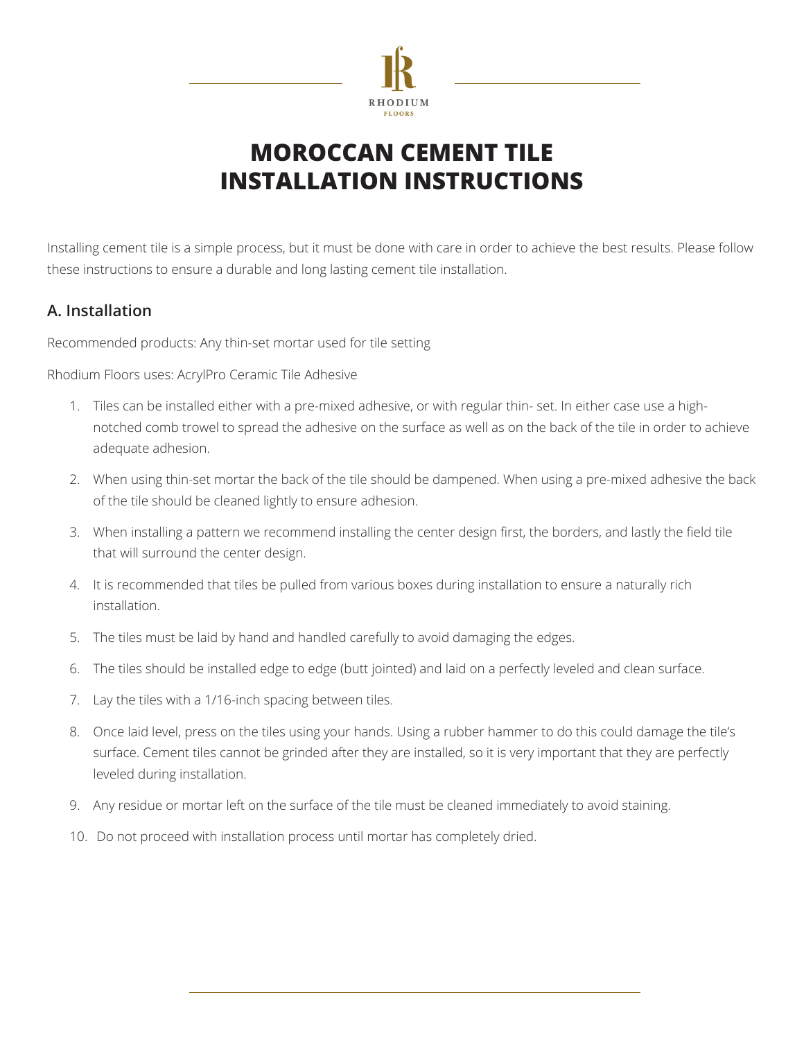# MOROCCAN CEMENT TILE INSTALLATION INSTRUCTIONS

Installing cement tile is a simple process, but it must be done with care in order to achieve the best results. Please follow these instructions to ensure a durable and long lasting cement tile installation.

## A. Installation

Recommended products: Any thin-set mortar used for tile setting

Rhodium Floors uses: AcrylPro Ceramic Tile Adhesive

1. Tiles can be installed either with a pre-mixed adhesive, or with regular thin- set. In either case use a high-notched comb trowel to spread the adhesive on the surface as well as on the back of the tile in order to achieve adequate adhesion.
2. When using thin-set mortar the back of the tile should be dampened. When using a pre-mixed adhesive the back of the tile should be cleaned lightly to ensure adhesion.
3. When installing a pattern we recommend installing the center design first, the borders, and lastly the field tile that will surround the center design.
4. It is recommended that tiles be pulled from various boxes during installation to ensure a naturally rich installation.
5. The tiles must be laid by hand and handled carefully to avoid damaging the edges.
6. The tiles should be installed edge to edge (butt jointed) and laid on a perfectly leveled and clean surface.
7. Lay the tiles with a 1/16-inch spacing between tiles.
8. Once laid level, press on the tiles using your hands. Using a rubber hammer to do this could damage the tile's surface. Cement tiles cannot be grinded after they are installed, so it is very important that they are perfectly leveled during installation.
9. Any residue or mortar left on the surface of the tile must be cleaned immediately to avoid staining.
10. Do not proceed with installation process until mortar has completely dried.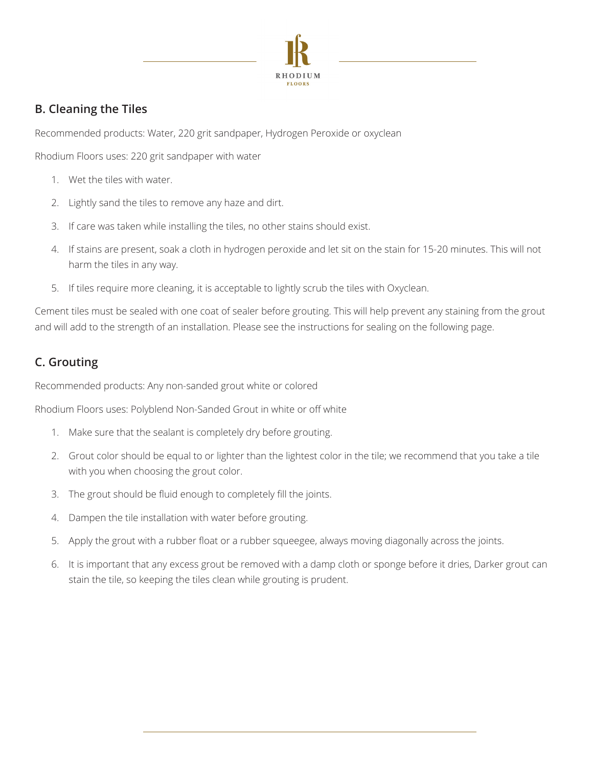## B. Cleaning the Tiles

Recommended products: Water, 220 grit sandpaper, Hydrogen Peroxide or oxyclean

Rhodium Floors uses: 220 grit sandpaper with water

1. Wet the tiles with water.
2. Lightly sand the tiles to remove any haze and dirt.
3. If care was taken while installing the tiles, no other stains should exist.
4. If stains are present, soak a cloth in hydrogen peroxide and let sit on the stain for 15-20 minutes. This will not harm the tiles in any way.
5. If tiles require more cleaning, it is acceptable to lightly scrub the tiles with Oxyclean.

Cement tiles must be sealed with one coat of sealer before grouting. This will help prevent any staining from the grout and will add to the strength of an installation. Please see the instructions for sealing on the following page.

## C. Grouting

Recommended products: Any non-sanded grout white or colored

Rhodium Floors uses: Polyblend Non-Sanded Grout in white or off white

1. Make sure that the sealant is completely dry before grouting.
2. Grout color should be equal to or lighter than the lightest color in the tile; we recommend that you take a tile with you when choosing the grout color.
3. The grout should be fluid enough to completely fill the joints.
4. Dampen the tile installation with water before grouting.
5. Apply the grout with a rubber float or a rubber squeegee, always moving diagonally across the joints.
6. It is important that any excess grout be removed with a damp cloth or sponge before it dries, Darker grout can stain the tile, so keeping the tiles clean while grouting is prudent.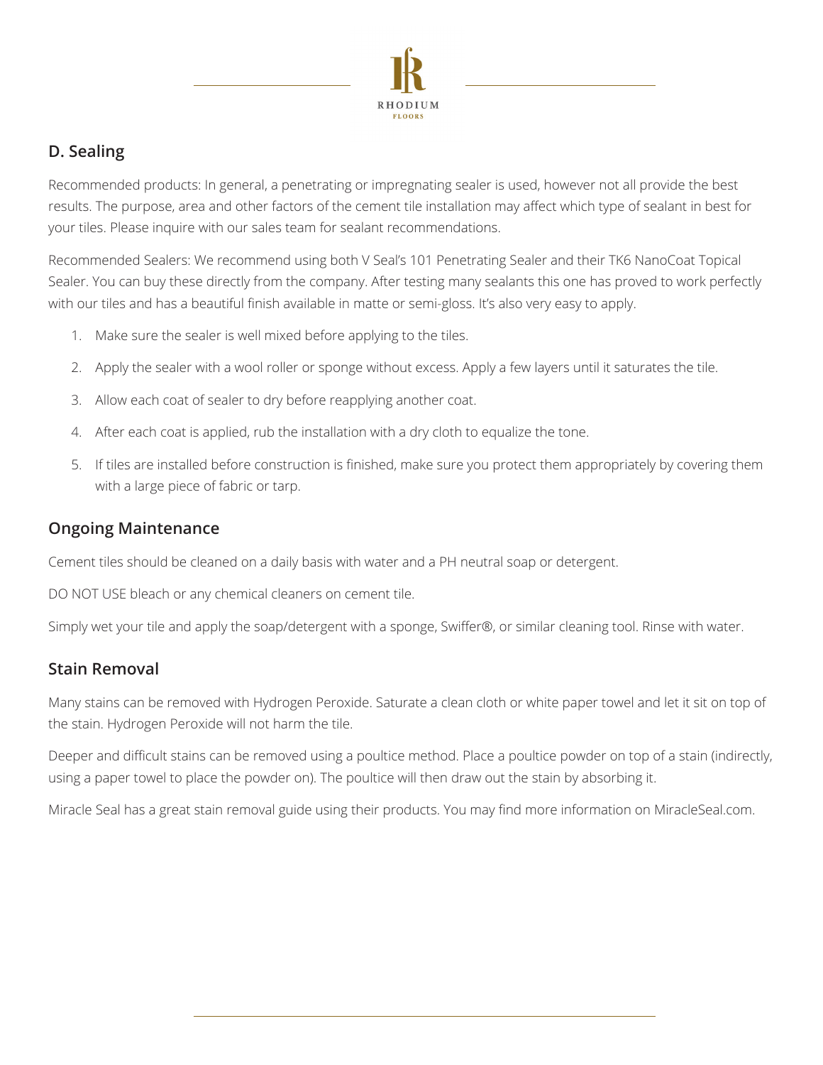## D. Sealing

Recommended products: In general, a penetrating or impregnating sealer is used, however not all provide the best results. The purpose, area and other factors of the cement tile installation may affect which type of sealant in best for your tiles. Please inquire with our sales team for sealant recommendations.

Recommended Sealers: We recommend using both V Seal's 101 Penetrating Sealer and their TK6 NanoCoat Topical Sealer. You can buy these directly from the company. After testing many sealants this one has proved to work perfectly with our tiles and has a beautiful finish available in matte or semi-gloss. It's also very easy to apply.

1. Make sure the sealer is well mixed before applying to the tiles.
2. Apply the sealer with a wool roller or sponge without excess. Apply a few layers until it saturates the tile.
3. Allow each coat of sealer to dry before reapplying another coat.
4. After each coat is applied, rub the installation with a dry cloth to equalize the tone.
5. If tiles are installed before construction is finished, make sure you protect them appropriately by covering them with a large piece of fabric or tarp.

## Ongoing Maintenance

Cement tiles should be cleaned on a daily basis with water and a PH neutral soap or detergent.

DO NOT USE bleach or any chemical cleaners on cement tile.

Simply wet your tile and apply the soap/detergent with a sponge, Swiffer®, or similar cleaning tool. Rinse with water.

## Stain Removal

Many stains can be removed with Hydrogen Peroxide. Saturate a clean cloth or white paper towel and let it sit on top of the stain. Hydrogen Peroxide will not harm the tile.

Deeper and difficult stains can be removed using a poultice method. Place a poultice powder on top of a stain (indirectly, using a paper towel to place the powder on). The poultice will then draw out the stain by absorbing it.

Miracle Seal has a great stain removal guide using their products. You may find more information on MiracleSeal.com.